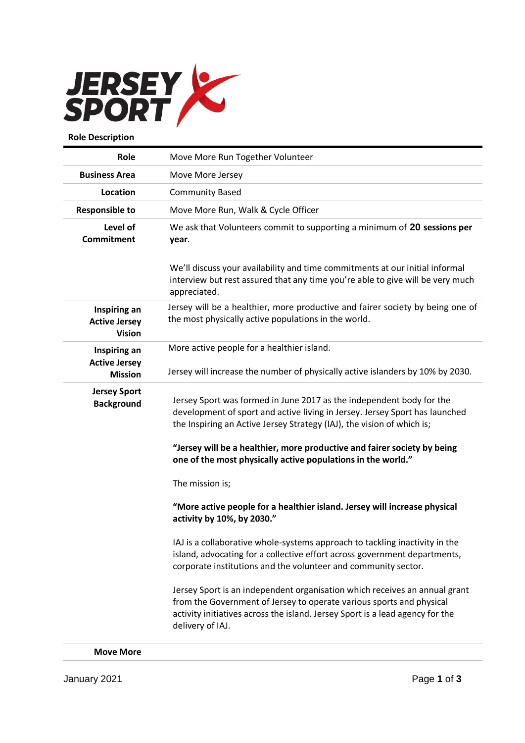JERSEY SPORT

**Role Description**

| | |
|---|---|
| **Role** | Move More Run Together Volunteer |
| **Business Area** | Move More Jersey |
| **Location** | Community Based |
| **Responsible to** | Move More Run, Walk & Cycle Officer |
| **Level of Commitment** | We ask that Volunteers commit to supporting a minimum of **20 sessions per year**.<br><br>We'll discuss your availability and time commitments at our initial informal interview but rest assured that any time you're able to give will be very much appreciated. |
| **Inspiring an Active Jersey Vision** | Jersey will be a healthier, more productive and fairer society by being one of the most physically active populations in the world. |
| **Inspiring an Active Jersey Mission** | More active people for a healthier island.<br><br>Jersey will increase the number of physically active islanders by 10% by 2030. |
| **Jersey Sport Background** | Jersey Sport was formed in June 2017 as the independent body for the development of sport and active living in Jersey. Jersey Sport has launched the Inspiring an Active Jersey Strategy (IAJ), the vision of which is;<br><br>**"Jersey will be a healthier, more productive and fairer society by being one of the most physically active populations in the world."**<br><br>The mission is;<br><br>**"More active people for a healthier island. Jersey will increase physical activity by 10%, by 2030."**<br><br>IAJ is a collaborative whole-systems approach to tackling inactivity in the island, advocating for a collective effort across government departments, corporate institutions and the volunteer and community sector.<br><br>Jersey Sport is an independent organisation which receives an annual grant from the Government of Jersey to operate various sports and physical activity initiatives across the island. Jersey Sport is a lead agency for the delivery of IAJ. |
| **Move More** | |

January 2021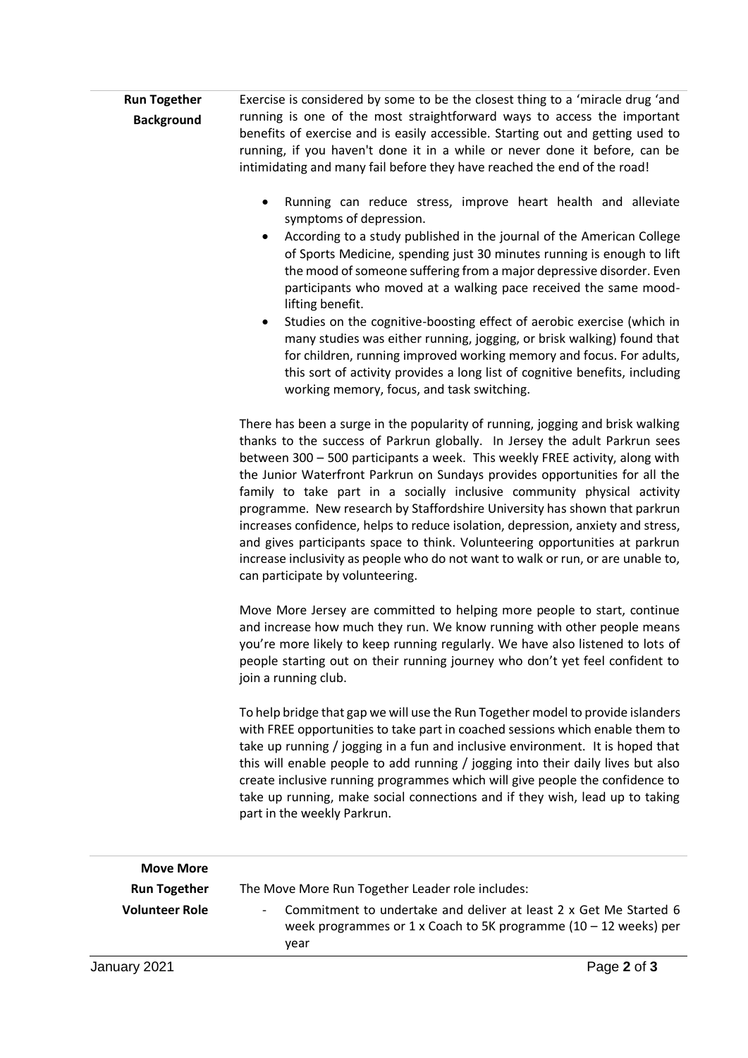## Run Together Background

Exercise is considered by some to be the closest thing to a 'miracle drug 'and running is one of the most straightforward ways to access the important benefits of exercise and is easily accessible. Starting out and getting used to running, if you haven't done it in a while or never done it before, can be intimidating and many fail before they have reached the end of the road!

- Running can reduce stress, improve heart health and alleviate symptoms of depression.
- According to a study published in the journal of the American College of Sports Medicine, spending just 30 minutes running is enough to lift the mood of someone suffering from a major depressive disorder. Even participants who moved at a walking pace received the same mood-lifting benefit.
- Studies on the cognitive-boosting effect of aerobic exercise (which in many studies was either running, jogging, or brisk walking) found that for children, running improved working memory and focus. For adults, this sort of activity provides a long list of cognitive benefits, including working memory, focus, and task switching.

There has been a surge in the popularity of running, jogging and brisk walking thanks to the success of Parkrun globally. In Jersey the adult Parkrun sees between 300 – 500 participants a week. This weekly FREE activity, along with the Junior Waterfront Parkrun on Sundays provides opportunities for all the family to take part in a socially inclusive community physical activity programme. New research by Staffordshire University has shown that parkrun increases confidence, helps to reduce isolation, depression, anxiety and stress, and gives participants space to think. Volunteering opportunities at parkrun increase inclusivity as people who do not want to walk or run, or are unable to, can participate by volunteering.

Move More Jersey are committed to helping more people to start, continue and increase how much they run. We know running with other people means you're more likely to keep running regularly. We have also listened to lots of people starting out on their running journey who don't yet feel confident to join a running club.

To help bridge that gap we will use the Run Together model to provide islanders with FREE opportunities to take part in coached sessions which enable them to take up running / jogging in a fun and inclusive environment. It is hoped that this will enable people to add running / jogging into their daily lives but also create inclusive running programmes which will give people the confidence to take up running, make social connections and if they wish, lead up to taking part in the weekly Parkrun.

## Move More Run Together Volunteer Role

The Move More Run Together Leader role includes:

- Commitment to undertake and deliver at least 2 x Get Me Started 6 week programmes or 1 x Coach to 5K programme (10 – 12 weeks) per year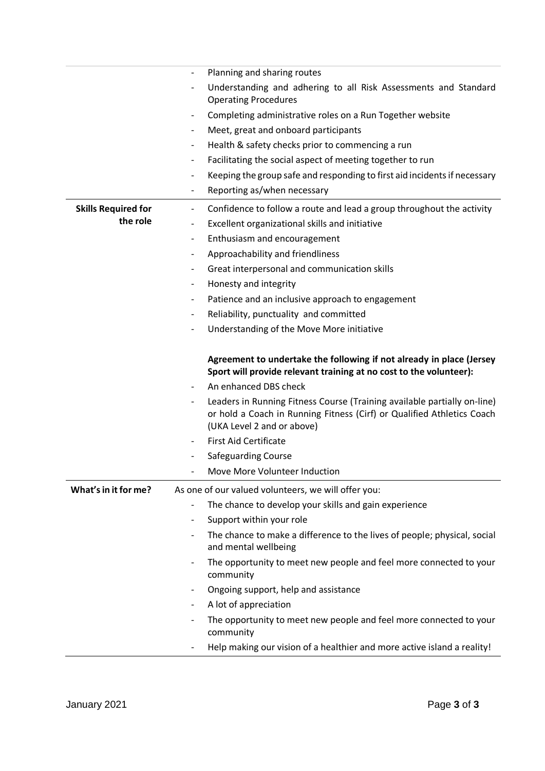| | |
|---|---|
| | - Planning and sharing routes<br>- Understanding and adhering to all Risk Assessments and Standard Operating Procedures<br>- Completing administrative roles on a Run Together website<br>- Meet, great and onboard participants<br>- Health & safety checks prior to commencing a run<br>- Facilitating the social aspect of meeting together to run<br>- Keeping the group safe and responding to first aid incidents if necessary<br>- Reporting as/when necessary |
| **Skills Required for the role** | - Confidence to follow a route and lead a group throughout the activity<br>- Excellent organizational skills and initiative<br>- Enthusiasm and encouragement<br>- Approachability and friendliness<br>- Great interpersonal and communication skills<br>- Honesty and integrity<br>- Patience and an inclusive approach to engagement<br>- Reliability, punctuality and committed<br>- Understanding of the Move More initiative<br><br>**Agreement to undertake the following if not already in place (Jersey Sport will provide relevant training at no cost to the volunteer):**<br>- An enhanced DBS check<br>- Leaders in Running Fitness Course (Training available partially on-line) or hold a Coach in Running Fitness (Cirf) or Qualified Athletics Coach (UKA Level 2 and or above)<br>- First Aid Certificate<br>- Safeguarding Course<br>- Move More Volunteer Induction |
| **What's in it for me?** | As one of our valued volunteers, we will offer you:<br>- The chance to develop your skills and gain experience<br>- Support within your role<br>- The chance to make a difference to the lives of people; physical, social and mental wellbeing<br>- The opportunity to meet new people and feel more connected to your community<br>- Ongoing support, help and assistance<br>- A lot of appreciation<br>- The opportunity to meet new people and feel more connected to your community<br>- Help making our vision of a healthier and more active island a reality! |

January 2021